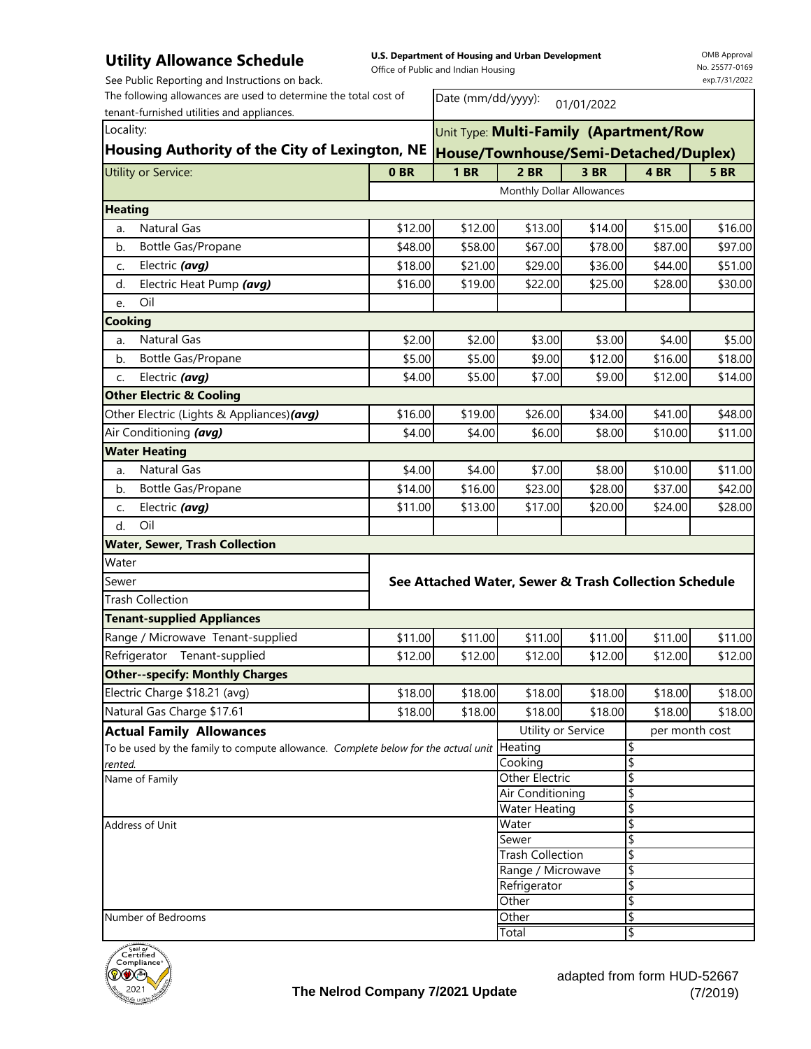# Utility Allowance Schedule

**U.S. Department of Housing and Urban Development**
Office of Public and Indian Housing

OMB Approval No. 25577-0169 exp.7/31/2022

See Public Reporting and Instructions on back.

The following allowances are used to determine the total cost of tenant-furnished utilities and appliances.

Date (mm/dd/yyyy): 01/01/2022

Locality: **Housing Authority of the City of Lexington, NE**

Unit Type: **Multi-Family (Apartment/Row House/Townhouse/Semi-Detached/Duplex)**

| Utility or Service: | 0 BR | 1 BR | 2 BR | 3 BR | 4 BR | 5 BR |
|---|---|---|---|---|---|---|
| | Monthly Dollar Allowances | | | | | |
| **Heating** | | | | | | |
| a. Natural Gas | $12.00 | $12.00 | $13.00 | $14.00 | $15.00 | $16.00 |
| b. Bottle Gas/Propane | $48.00 | $58.00 | $67.00 | $78.00 | $87.00 | $97.00 |
| c. Electric ***(avg)*** | $18.00 | $21.00 | $29.00 | $36.00 | $44.00 | $51.00 |
| d. Electric Heat Pump ***(avg)*** | $16.00 | $19.00 | $22.00 | $25.00 | $28.00 | $30.00 |
| e. Oil | | | | | | |
| **Cooking** | | | | | | |
| a. Natural Gas | $2.00 | $2.00 | $3.00 | $3.00 | $4.00 | $5.00 |
| b. Bottle Gas/Propane | $5.00 | $5.00 | $9.00 | $12.00 | $16.00 | $18.00 |
| c. Electric ***(avg)*** | $4.00 | $5.00 | $7.00 | $9.00 | $12.00 | $14.00 |
| **Other Electric & Cooling** | | | | | | |
| Other Electric (Lights & Appliances) ***(avg)*** | $16.00 | $19.00 | $26.00 | $34.00 | $41.00 | $48.00 |
| Air Conditioning ***(avg)*** | $4.00 | $4.00 | $6.00 | $8.00 | $10.00 | $11.00 |
| **Water Heating** | | | | | | |
| a. Natural Gas | $4.00 | $4.00 | $7.00 | $8.00 | $10.00 | $11.00 |
| b. Bottle Gas/Propane | $14.00 | $16.00 | $23.00 | $28.00 | $37.00 | $42.00 |
| c. Electric ***(avg)*** | $11.00 | $13.00 | $17.00 | $20.00 | $24.00 | $28.00 |
| d. Oil | | | | | | |
| **Water, Sewer, Trash Collection** | | | | | | |
| Water | **See Attached Water, Sewer & Trash Collection Schedule** | | | | | |
| Sewer | | | | | | |
| Trash Collection | | | | | | |
| **Tenant-supplied Appliances** | | | | | | |
| Range / Microwave Tenant-supplied | $11.00 | $11.00 | $11.00 | $11.00 | $11.00 | $11.00 |
| Refrigerator Tenant-supplied | $12.00 | $12.00 | $12.00 | $12.00 | $12.00 | $12.00 |
| **Other--specify: Monthly Charges** | | | | | | |
| Electric Charge $18.21 (avg) | $18.00 | $18.00 | $18.00 | $18.00 | $18.00 | $18.00 |
| Natural Gas Charge $17.61 | $18.00 | $18.00 | $18.00 | $18.00 | $18.00 | $18.00 |

## Actual Family Allowances

To be used by the family to compute allowance. *Complete below for the actual unit rented.*

Name of Family

Address of Unit

Number of Bedrooms

| Utility or Service | per month cost |
|---|---|
| Heating | $ |
| Cooking | $ |
| Other Electric | $ |
| Air Conditioning | $ |
| Water Heating | $ |
| Water | $ |
| Sewer | $ |
| Trash Collection | $ |
| Range / Microwave | $ |
| Refrigerator | $ |
| Other | $ |
| Other | $ |
| Total | $ |

**The Nelrod Company 7/2021 Update**

adapted from form HUD-52667 (7/2019)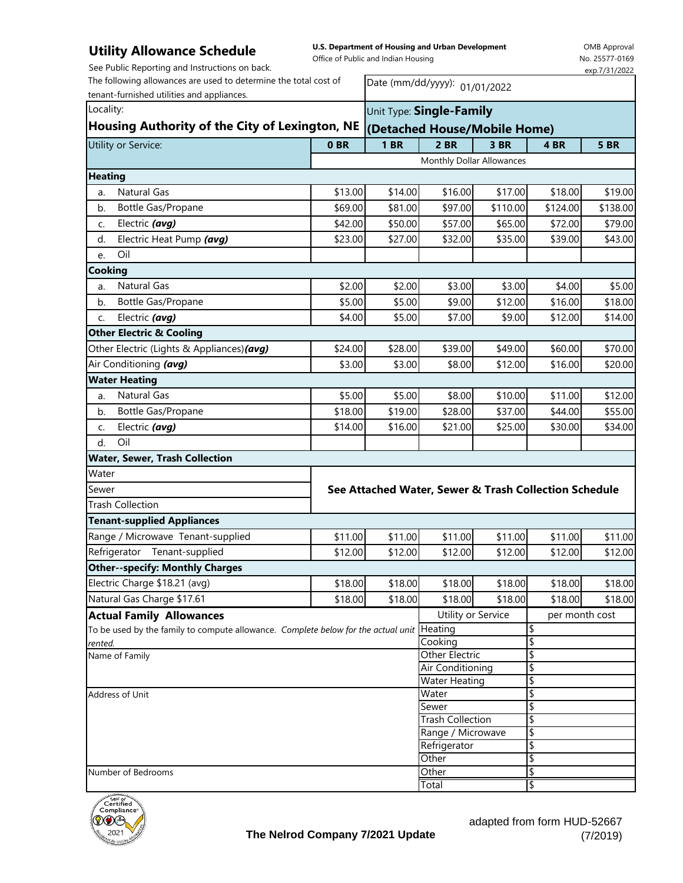# Utility Allowance Schedule

See Public Reporting and Instructions on back.

**U.S. Department of Housing and Urban Development**
Office of Public and Indian Housing

OMB Approval No. 25577-0169 exp.7/31/2022

The following allowances are used to determine the total cost of tenant-furnished utilities and appliances.

Date (mm/dd/yyyy): 01/01/2022

Locality: **Housing Authority of the City of Lexington, NE**

Unit Type: **Single-Family (Detached House/Mobile Home)**

| Utility or Service: | 0 BR | 1 BR | 2 BR | 3 BR | 4 BR | 5 BR |
|---|---|---|---|---|---|---|
| | Monthly Dollar Allowances | | | | | |
| **Heating** | | | | | | |
| a. Natural Gas | $13.00 | $14.00 | $16.00 | $17.00 | $18.00 | $19.00 |
| b. Bottle Gas/Propane | $69.00 | $81.00 | $97.00 | $110.00 | $124.00 | $138.00 |
| c. Electric ***(avg)*** | $42.00 | $50.00 | $57.00 | $65.00 | $72.00 | $79.00 |
| d. Electric Heat Pump ***(avg)*** | $23.00 | $27.00 | $32.00 | $35.00 | $39.00 | $43.00 |
| e. Oil | | | | | | |
| **Cooking** | | | | | | |
| a. Natural Gas | $2.00 | $2.00 | $3.00 | $3.00 | $4.00 | $5.00 |
| b. Bottle Gas/Propane | $5.00 | $5.00 | $9.00 | $12.00 | $16.00 | $18.00 |
| c. Electric ***(avg)*** | $4.00 | $5.00 | $7.00 | $9.00 | $12.00 | $14.00 |
| **Other Electric & Cooling** | | | | | | |
| Other Electric (Lights & Appliances) ***(avg)*** | $24.00 | $28.00 | $39.00 | $49.00 | $60.00 | $70.00 |
| Air Conditioning ***(avg)*** | $3.00 | $3.00 | $8.00 | $12.00 | $16.00 | $20.00 |
| **Water Heating** | | | | | | |
| a. Natural Gas | $5.00 | $5.00 | $8.00 | $10.00 | $11.00 | $12.00 |
| b. Bottle Gas/Propane | $18.00 | $19.00 | $28.00 | $37.00 | $44.00 | $55.00 |
| c. Electric ***(avg)*** | $14.00 | $16.00 | $21.00 | $25.00 | $30.00 | $34.00 |
| d. Oil | | | | | | |
| **Water, Sewer, Trash Collection** | | | | | | |
| Water | **See Attached Water, Sewer & Trash Collection Schedule** | | | | | |
| Sewer | | | | | | |
| Trash Collection | | | | | | |
| **Tenant-supplied Appliances** | | | | | | |
| Range / Microwave Tenant-supplied | $11.00 | $11.00 | $11.00 | $11.00 | $11.00 | $11.00 |
| Refrigerator Tenant-supplied | $12.00 | $12.00 | $12.00 | $12.00 | $12.00 | $12.00 |
| **Other--specify: Monthly Charges** | | | | | | |
| Electric Charge $18.21 (avg) | $18.00 | $18.00 | $18.00 | $18.00 | $18.00 | $18.00 |
| Natural Gas Charge $17.61 | $18.00 | $18.00 | $18.00 | $18.00 | $18.00 | $18.00 |

## Actual Family Allowances

To be used by the family to compute allowance. *Complete below for the actual unit rented.*

| | Utility or Service | per month cost |
|---|---|---|
| Name of Family | Heating | $ |
| | Cooking | $ |
| | Other Electric | $ |
| | Air Conditioning | $ |
| | Water Heating | $ |
| Address of Unit | Water | $ |
| | Sewer | $ |
| | Trash Collection | $ |
| | Range / Microwave | $ |
| | Refrigerator | $ |
| | Other | $ |
| Number of Bedrooms | Other | $ |
| | Total | $ |

**The Nelrod Company 7/2021 Update**

adapted from form HUD-52667 (7/2019)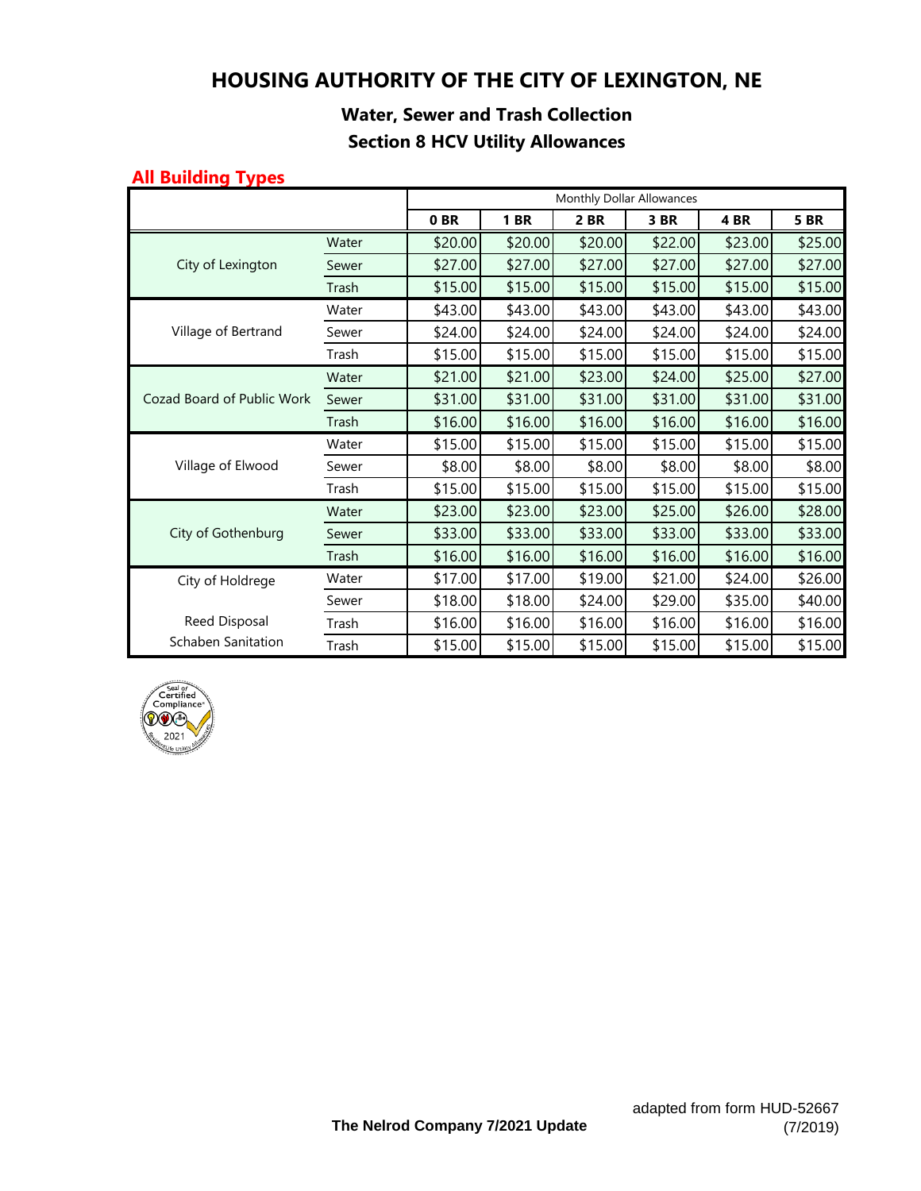# HOUSING AUTHORITY OF THE CITY OF LEXINGTON, NE

## Water, Sewer and Trash Collection

## Section 8 HCV Utility Allowances

### All Building Types

| | | Monthly Dollar Allowances | | | | | |
|---|---|---|---|---|---|---|---|
| | | **0 BR** | **1 BR** | **2 BR** | **3 BR** | **4 BR** | **5 BR** |
| City of Lexington | Water | $20.00 | $20.00 | $20.00 | $22.00 | $23.00 | $25.00 |
| | Sewer | $27.00 | $27.00 | $27.00 | $27.00 | $27.00 | $27.00 |
| | Trash | $15.00 | $15.00 | $15.00 | $15.00 | $15.00 | $15.00 |
| Village of Bertrand | Water | $43.00 | $43.00 | $43.00 | $43.00 | $43.00 | $43.00 |
| | Sewer | $24.00 | $24.00 | $24.00 | $24.00 | $24.00 | $24.00 |
| | Trash | $15.00 | $15.00 | $15.00 | $15.00 | $15.00 | $15.00 |
| Cozad Board of Public Work | Water | $21.00 | $21.00 | $23.00 | $24.00 | $25.00 | $27.00 |
| | Sewer | $31.00 | $31.00 | $31.00 | $31.00 | $31.00 | $31.00 |
| | Trash | $16.00 | $16.00 | $16.00 | $16.00 | $16.00 | $16.00 |
| Village of Elwood | Water | $15.00 | $15.00 | $15.00 | $15.00 | $15.00 | $15.00 |
| | Sewer | $8.00 | $8.00 | $8.00 | $8.00 | $8.00 | $8.00 |
| | Trash | $15.00 | $15.00 | $15.00 | $15.00 | $15.00 | $15.00 |
| City of Gothenburg | Water | $23.00 | $23.00 | $23.00 | $25.00 | $26.00 | $28.00 |
| | Sewer | $33.00 | $33.00 | $33.00 | $33.00 | $33.00 | $33.00 |
| | Trash | $16.00 | $16.00 | $16.00 | $16.00 | $16.00 | $16.00 |
| City of Holdrege | Water | $17.00 | $17.00 | $19.00 | $21.00 | $24.00 | $26.00 |
| | Sewer | $18.00 | $18.00 | $24.00 | $29.00 | $35.00 | $40.00 |
| Reed Disposal | Trash | $16.00 | $16.00 | $16.00 | $16.00 | $16.00 | $16.00 |
| Schaben Sanitation | Trash | $15.00 | $15.00 | $15.00 | $15.00 | $15.00 | $15.00 |

Seal of Certified Compliance 2021 Residential Utility Allowances

**The Nelrod Company 7/2021 Update**

adapted from form HUD-52667 (7/2019)